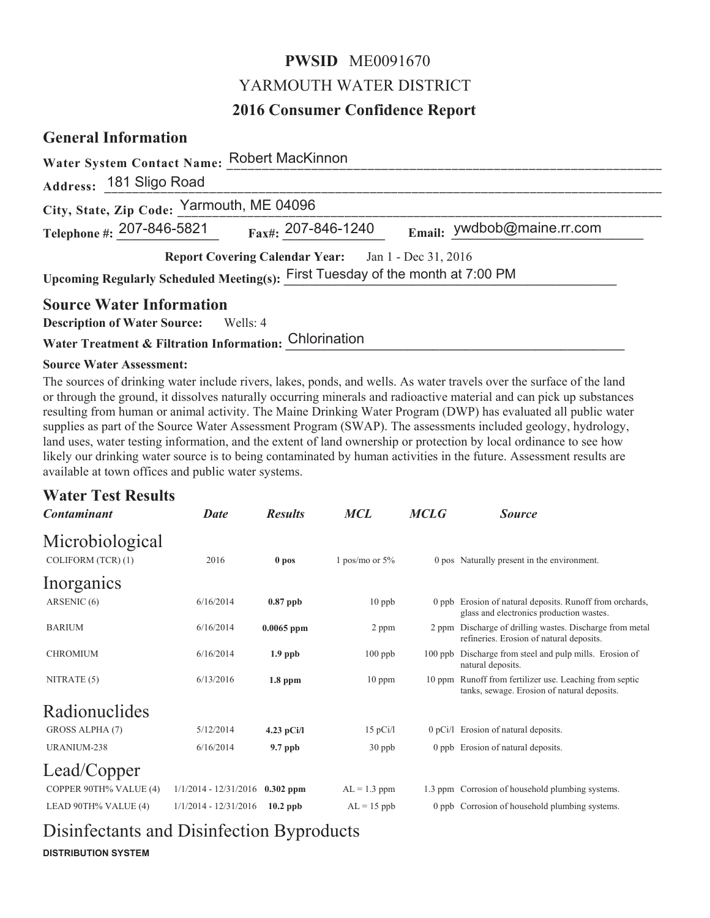**PWSID** ME0091670

YARMOUTH WATER DISTRICT

# 2016 Consumer Confidence Report

## General Information

**Water System Contact Name:** Robert MacKinnon

**Address:** 181 Sligo Road

**City, State, Zip Code:** Yarmouth, ME 04096

**Telephone #:** 207-846-5821 **Fax#:** 207-846-1240 **Email:** ywdbob@maine.rr.com

**Report Covering Calendar Year:** Jan 1 - Dec 31, 2016

**Upcoming Regularly Scheduled Meeting(s):** First Tuesday of the month at 7:00 PM

## Source Water Information

**Description of Water Source:** Wells: 4

**Water Treatment & Filtration Information:** Chlorination

**Source Water Assessment:**

The sources of drinking water include rivers, lakes, ponds, and wells. As water travels over the surface of the land or through the ground, it dissolves naturally occurring minerals and radioactive material and can pick up substances resulting from human or animal activity. The Maine Drinking Water Program (DWP) has evaluated all public water supplies as part of the Source Water Assessment Program (SWAP). The assessments included geology, hydrology, land uses, water testing information, and the extent of land ownership or protection by local ordinance to see how likely our drinking water source is to being contaminated by human activities in the future. Assessment results are available at town offices and public water systems.

## Water Test Results

| *Contaminant* | *Date* | *Results* | *MCL* | *MCLG* | *Source* |
|---|---|---|---|---|---|
| **Microbiological** | | | | | |
| COLIFORM (TCR) (1) | 2016 | **0 pos** | 1 pos/mo or 5% | 0 pos | Naturally present in the environment. |
| **Inorganics** | | | | | |
| ARSENIC (6) | 6/16/2014 | **0.87 ppb** | 10 ppb | 0 ppb | Erosion of natural deposits. Runoff from orchards, glass and electronics production wastes. |
| BARIUM | 6/16/2014 | **0.0065 ppm** | 2 ppm | 2 ppm | Discharge of drilling wastes. Discharge from metal refineries. Erosion of natural deposits. |
| CHROMIUM | 6/16/2014 | **1.9 ppb** | 100 ppb | 100 ppb | Discharge from steel and pulp mills. Erosion of natural deposits. |
| NITRATE (5) | 6/13/2016 | **1.8 ppm** | 10 ppm | 10 ppm | Runoff from fertilizer use. Leaching from septic tanks, sewage. Erosion of natural deposits. |
| **Radionuclides** | | | | | |
| GROSS ALPHA (7) | 5/12/2014 | **4.23 pCi/l** | 15 pCi/l | 0 pCi/l | Erosion of natural deposits. |
| URANIUM-238 | 6/16/2014 | **9.7 ppb** | 30 ppb | 0 ppb | Erosion of natural deposits. |
| **Lead/Copper** | | | | | |
| COPPER 90TH% VALUE (4) | 1/1/2014 - 12/31/2016 | **0.302 ppm** | AL = 1.3 ppm | 1.3 ppm | Corrosion of household plumbing systems. |
| LEAD 90TH% VALUE (4) | 1/1/2014 - 12/31/2016 | **10.2 ppb** | AL = 15 ppb | 0 ppb | Corrosion of household plumbing systems. |

## Disinfectants and Disinfection Byproducts

**DISTRIBUTION SYSTEM**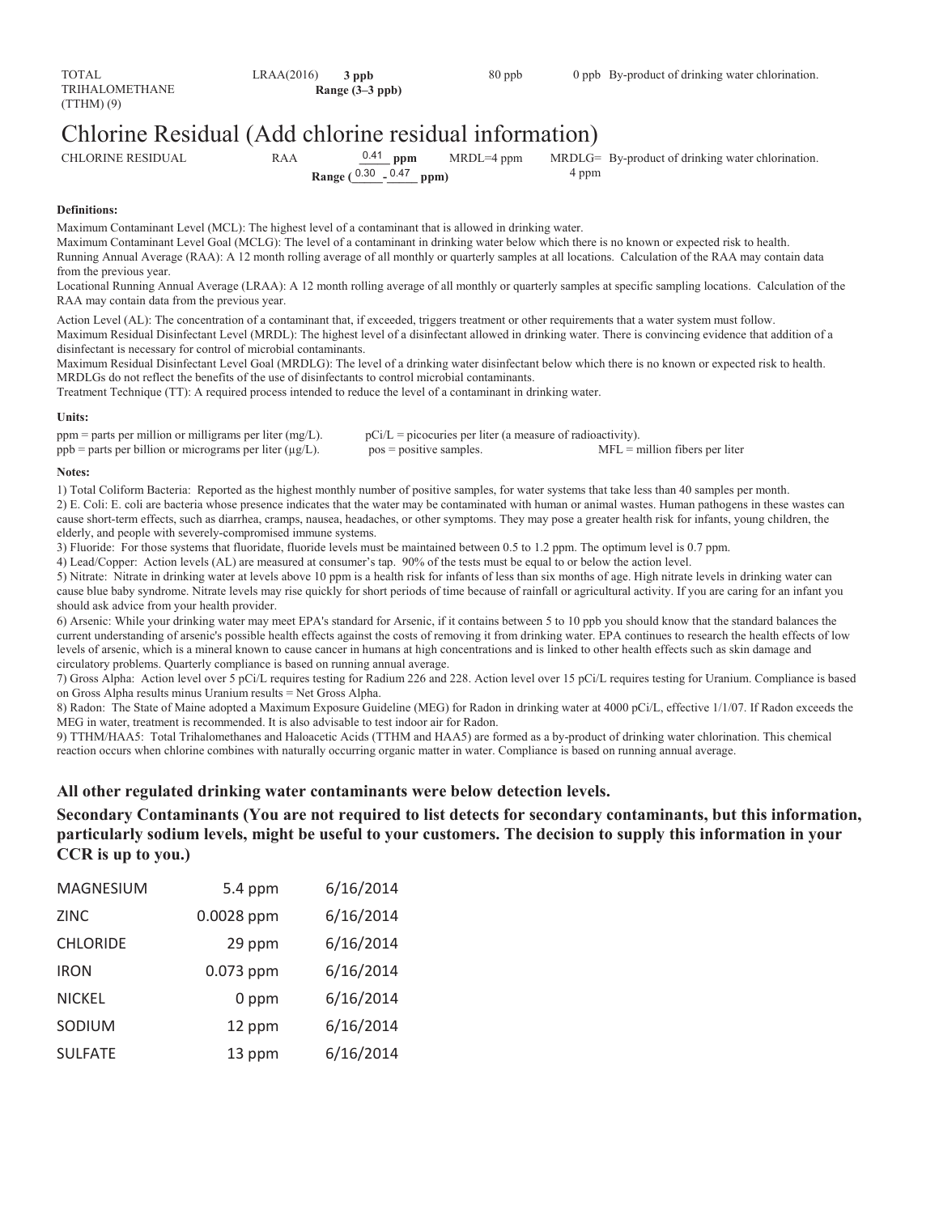| TOTAL TRIHALOMETHANE (TTHM) (9) | LRAA(2016) | **3 ppb** **Range (3–3 ppb)** | 80 ppb | 0 ppb | By-product of drinking water chlorination. |
|---|---|---|---|---|---|

# Chlorine Residual (Add chlorine residual information)

| CHLORINE RESIDUAL | RAA | 0.41 **ppm** **Range (**0.30 **-** 0.47 **ppm)** | MRDL=4 ppm | MRDLG= 4 ppm | By-product of drinking water chlorination. |
|---|---|---|---|---|---|

**Definitions:**

Maximum Contaminant Level (MCL): The highest level of a contaminant that is allowed in drinking water.
Maximum Contaminant Level Goal (MCLG): The level of a contaminant in drinking water below which there is no known or expected risk to health.
Running Annual Average (RAA): A 12 month rolling average of all monthly or quarterly samples at all locations. Calculation of the RAA may contain data from the previous year.
Locational Running Annual Average (LRAA): A 12 month rolling average of all monthly or quarterly samples at specific sampling locations. Calculation of the RAA may contain data from the previous year.

Action Level (AL): The concentration of a contaminant that, if exceeded, triggers treatment or other requirements that a water system must follow.
Maximum Residual Disinfectant Level (MRDL): The highest level of a disinfectant allowed in drinking water. There is convincing evidence that addition of a disinfectant is necessary for control of microbial contaminants.
Maximum Residual Disinfectant Level Goal (MRDLG): The level of a drinking water disinfectant below which there is no known or expected risk to health. MRDLGs do not reflect the benefits of the use of disinfectants to control microbial contaminants.
Treatment Technique (TT): A required process intended to reduce the level of a contaminant in drinking water.

**Units:**

ppm = parts per million or milligrams per liter (mg/L).
ppb = parts per billion or micrograms per liter (μg/L).
pCi/L = picocuries per liter (a measure of radioactivity).
pos = positive samples.
MFL = million fibers per liter

**Notes:**

1) Total Coliform Bacteria: Reported as the highest monthly number of positive samples, for water systems that take less than 40 samples per month.
2) E. Coli: E. coli are bacteria whose presence indicates that the water may be contaminated with human or animal wastes. Human pathogens in these wastes can cause short-term effects, such as diarrhea, cramps, nausea, headaches, or other symptoms. They may pose a greater health risk for infants, young children, the elderly, and people with severely-compromised immune systems.
3) Fluoride: For those systems that fluoridate, fluoride levels must be maintained between 0.5 to 1.2 ppm. The optimum level is 0.7 ppm.
4) Lead/Copper: Action levels (AL) are measured at consumer's tap. 90% of the tests must be equal to or below the action level.
5) Nitrate: Nitrate in drinking water at levels above 10 ppm is a health risk for infants of less than six months of age. High nitrate levels in drinking water can cause blue baby syndrome. Nitrate levels may rise quickly for short periods of time because of rainfall or agricultural activity. If you are caring for an infant you should ask advice from your health provider.
6) Arsenic: While your drinking water may meet EPA's standard for Arsenic, if it contains between 5 to 10 ppb you should know that the standard balances the current understanding of arsenic's possible health effects against the costs of removing it from drinking water. EPA continues to research the health effects of low levels of arsenic, which is a mineral known to cause cancer in humans at high concentrations and is linked to other health effects such as skin damage and circulatory problems. Quarterly compliance is based on running annual average.
7) Gross Alpha: Action level over 5 pCi/L requires testing for Radium 226 and 228. Action level over 15 pCi/L requires testing for Uranium. Compliance is based on Gross Alpha results minus Uranium results = Net Gross Alpha.
8) Radon: The State of Maine adopted a Maximum Exposure Guideline (MEG) for Radon in drinking water at 4000 pCi/L, effective 1/1/07. If Radon exceeds the MEG in water, treatment is recommended. It is also advisable to test indoor air for Radon.
9) TTHM/HAA5: Total Trihalomethanes and Haloacetic Acids (TTHM and HAA5) are formed as a by-product of drinking water chlorination. This chemical reaction occurs when chlorine combines with naturally occurring organic matter in water. Compliance is based on running annual average.

**All other regulated drinking water contaminants were below detection levels.**

**Secondary Contaminants (You are not required to list detects for secondary contaminants, but this information, particularly sodium levels, might be useful to your customers. The decision to supply this information in your CCR is up to you.)**

| | | |
|---|---|---|
| MAGNESIUM | 5.4 ppm | 6/16/2014 |
| ZINC | 0.0028 ppm | 6/16/2014 |
| CHLORIDE | 29 ppm | 6/16/2014 |
| IRON | 0.073 ppm | 6/16/2014 |
| NICKEL | 0 ppm | 6/16/2014 |
| SODIUM | 12 ppm | 6/16/2014 |
| SULFATE | 13 ppm | 6/16/2014 |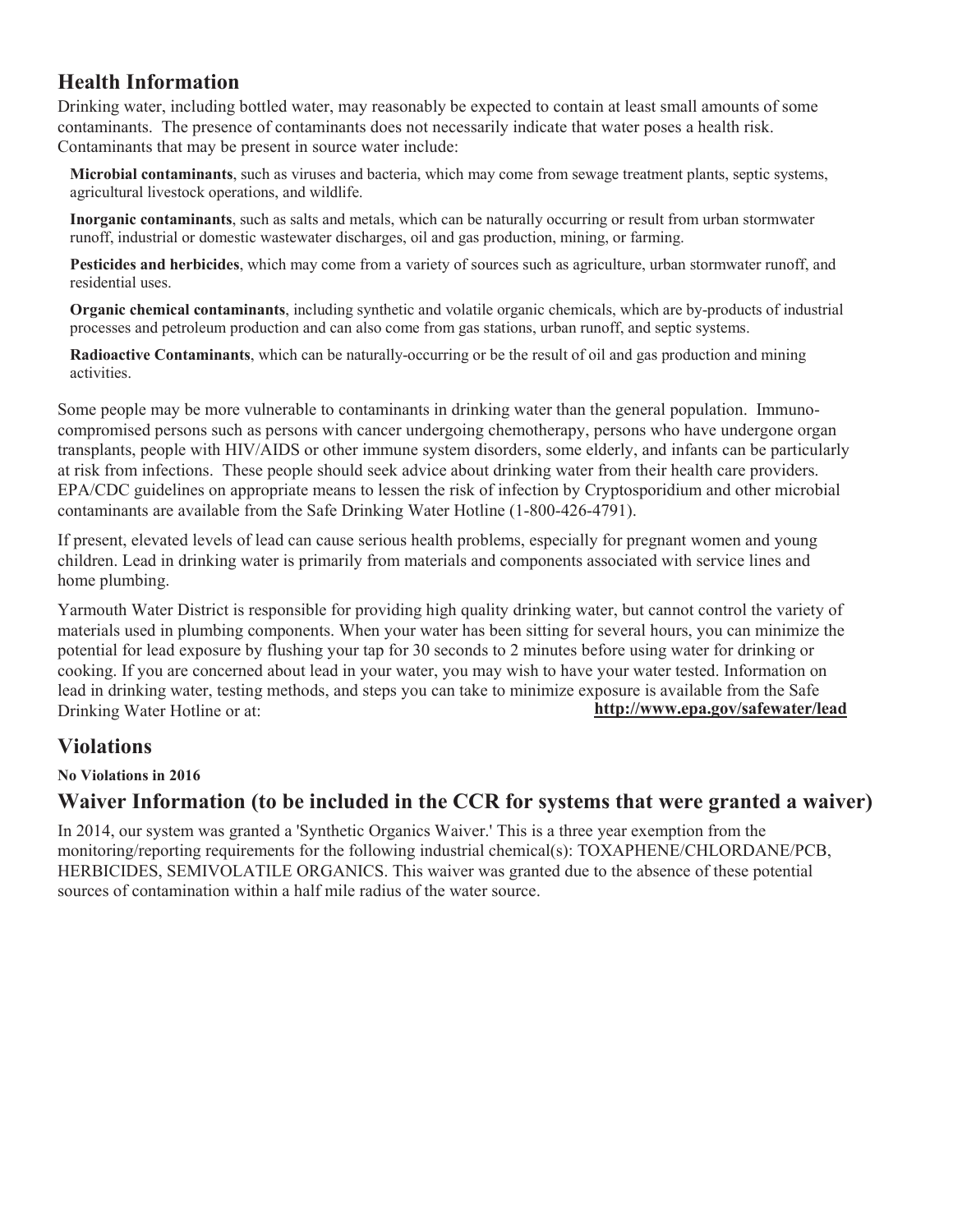## Health Information

Drinking water, including bottled water, may reasonably be expected to contain at least small amounts of some contaminants. The presence of contaminants does not necessarily indicate that water poses a health risk. Contaminants that may be present in source water include:

**Microbial contaminants**, such as viruses and bacteria, which may come from sewage treatment plants, septic systems, agricultural livestock operations, and wildlife.

**Inorganic contaminants**, such as salts and metals, which can be naturally occurring or result from urban stormwater runoff, industrial or domestic wastewater discharges, oil and gas production, mining, or farming.

**Pesticides and herbicides**, which may come from a variety of sources such as agriculture, urban stormwater runoff, and residential uses.

**Organic chemical contaminants**, including synthetic and volatile organic chemicals, which are by-products of industrial processes and petroleum production and can also come from gas stations, urban runoff, and septic systems.

**Radioactive Contaminants**, which can be naturally-occurring or be the result of oil and gas production and mining activities.

Some people may be more vulnerable to contaminants in drinking water than the general population. Immuno-compromised persons such as persons with cancer undergoing chemotherapy, persons who have undergone organ transplants, people with HIV/AIDS or other immune system disorders, some elderly, and infants can be particularly at risk from infections. These people should seek advice about drinking water from their health care providers. EPA/CDC guidelines on appropriate means to lessen the risk of infection by Cryptosporidium and other microbial contaminants are available from the Safe Drinking Water Hotline (1-800-426-4791).

If present, elevated levels of lead can cause serious health problems, especially for pregnant women and young children. Lead in drinking water is primarily from materials and components associated with service lines and home plumbing.

Yarmouth Water District is responsible for providing high quality drinking water, but cannot control the variety of materials used in plumbing components. When your water has been sitting for several hours, you can minimize the potential for lead exposure by flushing your tap for 30 seconds to 2 minutes before using water for drinking or cooking. If you are concerned about lead in your water, you may wish to have your water tested. Information on lead in drinking water, testing methods, and steps you can take to minimize exposure is available from the Safe Drinking Water Hotline or at: **http://www.epa.gov/safewater/lead**

## Violations

**No Violations in 2016**

## Waiver Information (to be included in the CCR for systems that were granted a waiver)

In 2014, our system was granted a 'Synthetic Organics Waiver.' This is a three year exemption from the monitoring/reporting requirements for the following industrial chemical(s): TOXAPHENE/CHLORDANE/PCB, HERBICIDES, SEMIVOLATILE ORGANICS. This waiver was granted due to the absence of these potential sources of contamination within a half mile radius of the water source.